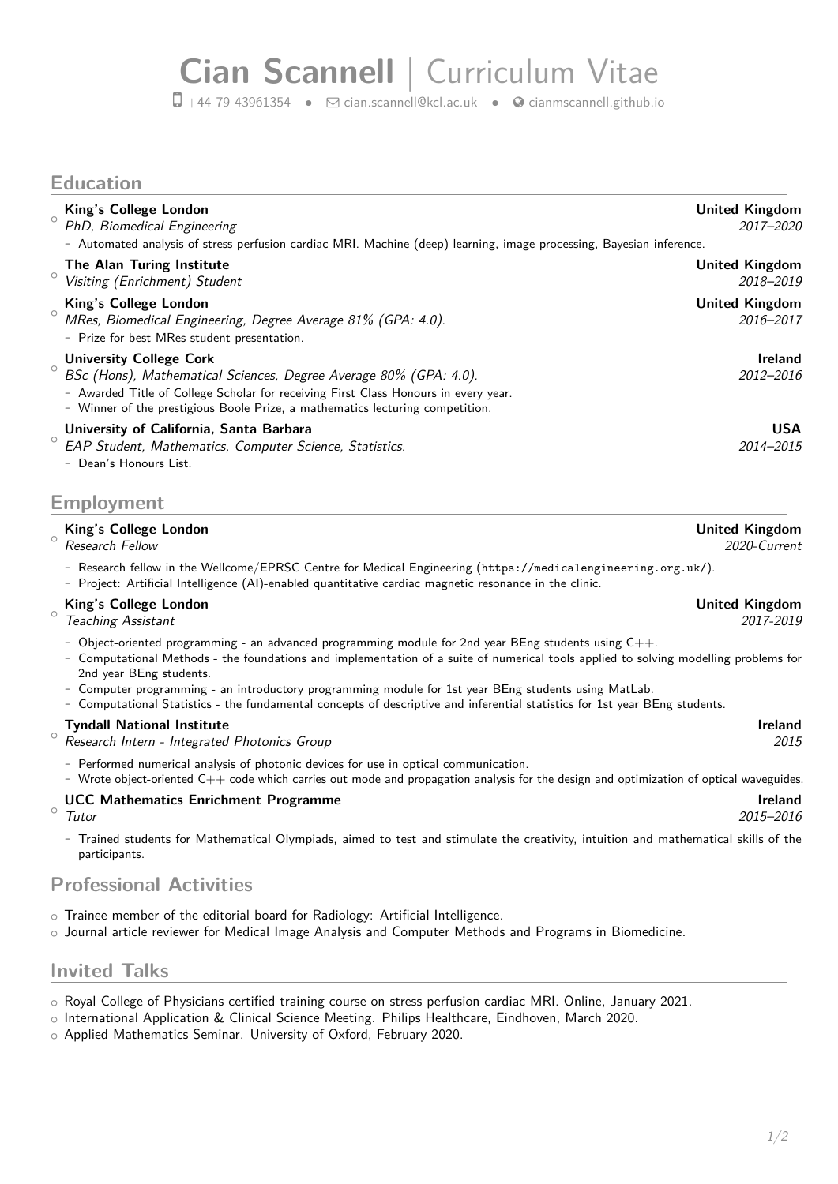# Cian Scannell | Curriculum Vitae

+44 79 43961354 • cian.scannell@kcl.ac.uk • cianmscannell.github.io

## Education

- **King's College London** — **United Kingdom**
  *PhD, Biomedical Engineering* — *2017–2020*
  - Automated analysis of stress perfusion cardiac MRI. Machine (deep) learning, image processing, Bayesian inference.
- **The Alan Turing Institute** — **United Kingdom**
  *Visiting (Enrichment) Student* — *2018–2019*
- **King's College London** — **United Kingdom**
  *MRes, Biomedical Engineering, Degree Average 81% (GPA: 4.0).* — *2016–2017*
  - Prize for best MRes student presentation.
- **University College Cork** — **Ireland**
  *BSc (Hons), Mathematical Sciences, Degree Average 80% (GPA: 4.0).* — *2012–2016*
  - Awarded Title of College Scholar for receiving First Class Honours in every year.
  - Winner of the prestigious Boole Prize, a mathematics lecturing competition.
- **University of California, Santa Barbara** — **USA**
  *EAP Student, Mathematics, Computer Science, Statistics.* — *2014–2015*
  - Dean's Honours List.

## Employment

- **King's College London** — **United Kingdom**
  *Research Fellow* — *2020-Current*
  - Research fellow in the Wellcome/EPRSC Centre for Medical Engineering (`https://medicalengineering.org.uk/`).
  - Project: Artificial Intelligence (AI)-enabled quantitative cardiac magnetic resonance in the clinic.
- **King's College London** — **United Kingdom**
  *Teaching Assistant* — *2017-2019*
  - Object-oriented programming - an advanced programming module for 2nd year BEng students using C++.
  - Computational Methods - the foundations and implementation of a suite of numerical tools applied to solving modelling problems for 2nd year BEng students.
  - Computer programming - an introductory programming module for 1st year BEng students using MatLab.
  - Computational Statistics - the fundamental concepts of descriptive and inferential statistics for 1st year BEng students.
- **Tyndall National Institute** — **Ireland**
  *Research Intern - Integrated Photonics Group* — *2015*
  - Performed numerical analysis of photonic devices for use in optical communication.
  - Wrote object-oriented C++ code which carries out mode and propagation analysis for the design and optimization of optical waveguides.
- **UCC Mathematics Enrichment Programme** — **Ireland**
  *Tutor* — *2015–2016*
  - Trained students for Mathematical Olympiads, aimed to test and stimulate the creativity, intuition and mathematical skills of the participants.

## Professional Activities

- Trainee member of the editorial board for Radiology: Artificial Intelligence.
- Journal article reviewer for Medical Image Analysis and Computer Methods and Programs in Biomedicine.

## Invited Talks

- Royal College of Physicians certified training course on stress perfusion cardiac MRI. Online, January 2021.
- International Application & Clinical Science Meeting. Philips Healthcare, Eindhoven, March 2020.
- Applied Mathematics Seminar. University of Oxford, February 2020.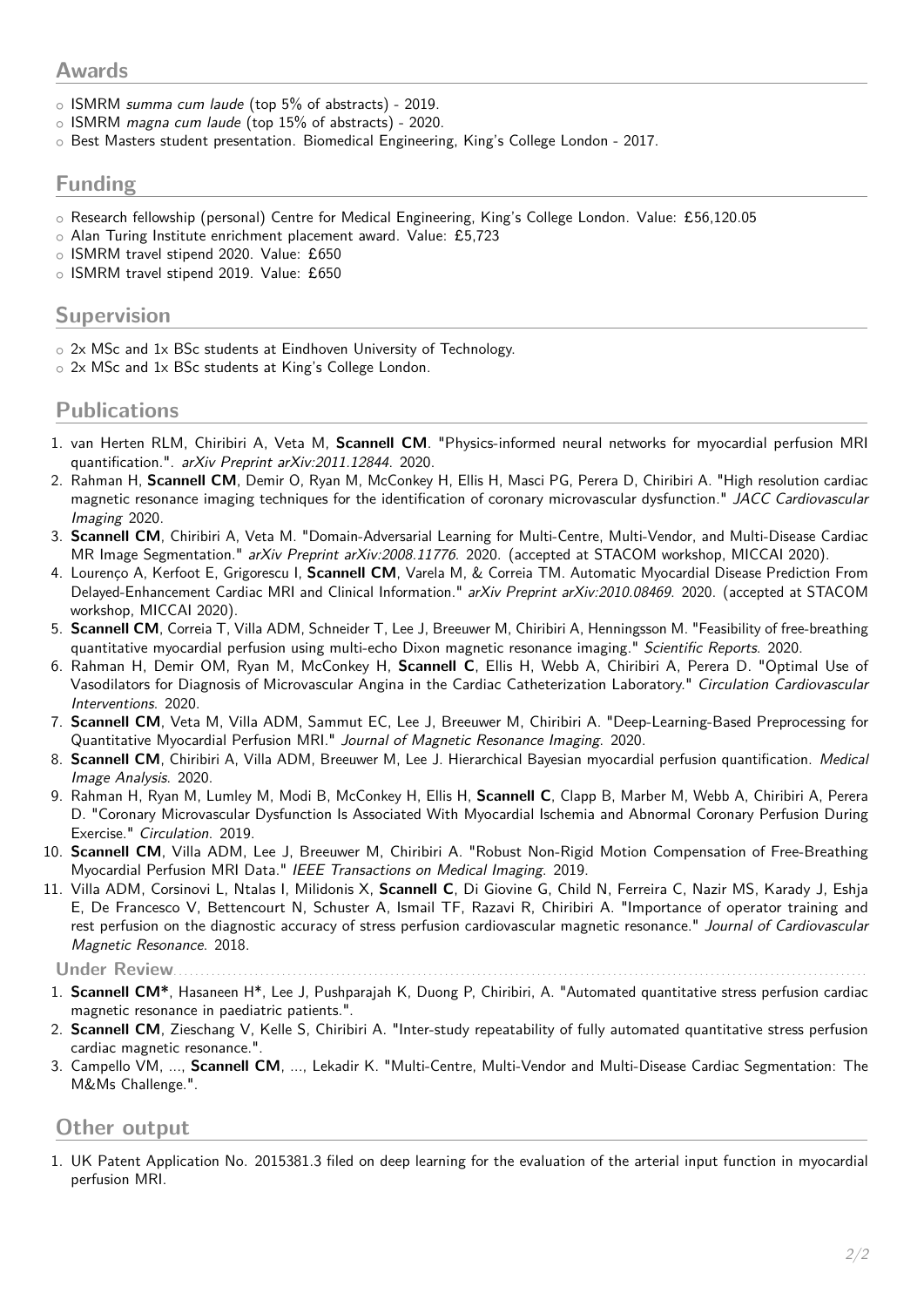## Awards

- ISMRM *summa cum laude* (top 5% of abstracts) - 2019.
- ISMRM *magna cum laude* (top 15% of abstracts) - 2020.
- Best Masters student presentation. Biomedical Engineering, King's College London - 2017.

## Funding

- Research fellowship (personal) Centre for Medical Engineering, King's College London. Value: £56,120.05
- Alan Turing Institute enrichment placement award. Value: £5,723
- ISMRM travel stipend 2020. Value: £650
- ISMRM travel stipend 2019. Value: £650

## Supervision

- 2x MSc and 1x BSc students at Eindhoven University of Technology.
- 2x MSc and 1x BSc students at King's College London.

## Publications

1. van Herten RLM, Chiribiri A, Veta M, **Scannell CM**. "Physics-informed neural networks for myocardial perfusion MRI quantification.". *arXiv Preprint arXiv:2011.12844*. 2020.
2. Rahman H, **Scannell CM**, Demir O, Ryan M, McConkey H, Ellis H, Masci PG, Perera D, Chiribiri A. "High resolution cardiac magnetic resonance imaging techniques for the identification of coronary microvascular dysfunction." *JACC Cardiovascular Imaging* 2020.
3. **Scannell CM**, Chiribiri A, Veta M. "Domain-Adversarial Learning for Multi-Centre, Multi-Vendor, and Multi-Disease Cardiac MR Image Segmentation." *arXiv Preprint arXiv:2008.11776*. 2020. (accepted at STACOM workshop, MICCAI 2020).
4. Lourenço A, Kerfoot E, Grigorescu I, **Scannell CM**, Varela M, & Correia TM. Automatic Myocardial Disease Prediction From Delayed-Enhancement Cardiac MRI and Clinical Information." *arXiv Preprint arXiv:2010.08469*. 2020. (accepted at STACOM workshop, MICCAI 2020).
5. **Scannell CM**, Correia T, Villa ADM, Schneider T, Lee J, Breeuwer M, Chiribiri A, Henningsson M. "Feasibility of free-breathing quantitative myocardial perfusion using multi-echo Dixon magnetic resonance imaging." *Scientific Reports*. 2020.
6. Rahman H, Demir OM, Ryan M, McConkey H, **Scannell C**, Ellis H, Webb A, Chiribiri A, Perera D. "Optimal Use of Vasodilators for Diagnosis of Microvascular Angina in the Cardiac Catheterization Laboratory." *Circulation Cardiovascular Interventions*. 2020.
7. **Scannell CM**, Veta M, Villa ADM, Sammut EC, Lee J, Breeuwer M, Chiribiri A. "Deep-Learning-Based Preprocessing for Quantitative Myocardial Perfusion MRI." *Journal of Magnetic Resonance Imaging*. 2020.
8. **Scannell CM**, Chiribiri A, Villa ADM, Breeuwer M, Lee J. Hierarchical Bayesian myocardial perfusion quantification. *Medical Image Analysis*. 2020.
9. Rahman H, Ryan M, Lumley M, Modi B, McConkey H, Ellis H, **Scannell C**, Clapp B, Marber M, Webb A, Chiribiri A, Perera D. "Coronary Microvascular Dysfunction Is Associated With Myocardial Ischemia and Abnormal Coronary Perfusion During Exercise." *Circulation*. 2019.
10. **Scannell CM**, Villa ADM, Lee J, Breeuwer M, Chiribiri A. "Robust Non-Rigid Motion Compensation of Free-Breathing Myocardial Perfusion MRI Data." *IEEE Transactions on Medical Imaging*. 2019.
11. Villa ADM, Corsinovi L, Ntalas I, Milidonis X, **Scannell C**, Di Giovine G, Child N, Ferreira C, Nazir MS, Karady J, Eshja E, De Francesco V, Bettencourt N, Schuster A, Ismail TF, Razavi R, Chiribiri A. "Importance of operator training and rest perfusion on the diagnostic accuracy of stress perfusion cardiovascular magnetic resonance." *Journal of Cardiovascular Magnetic Resonance*. 2018.

### Under Review

1. **Scannell CM***, Hasaneen H*, Lee J, Pushparajah K, Duong P, Chiribiri, A. "Automated quantitative stress perfusion cardiac magnetic resonance in paediatric patients.".
2. **Scannell CM**, Zieschang V, Kelle S, Chiribiri A. "Inter-study repeatability of fully automated quantitative stress perfusion cardiac magnetic resonance.".
3. Campello VM, ..., **Scannell CM**, ..., Lekadir K. "Multi-Centre, Multi-Vendor and Multi-Disease Cardiac Segmentation: The M&Ms Challenge.".

## Other output

1. UK Patent Application No. 2015381.3 filed on deep learning for the evaluation of the arterial input function in myocardial perfusion MRI.